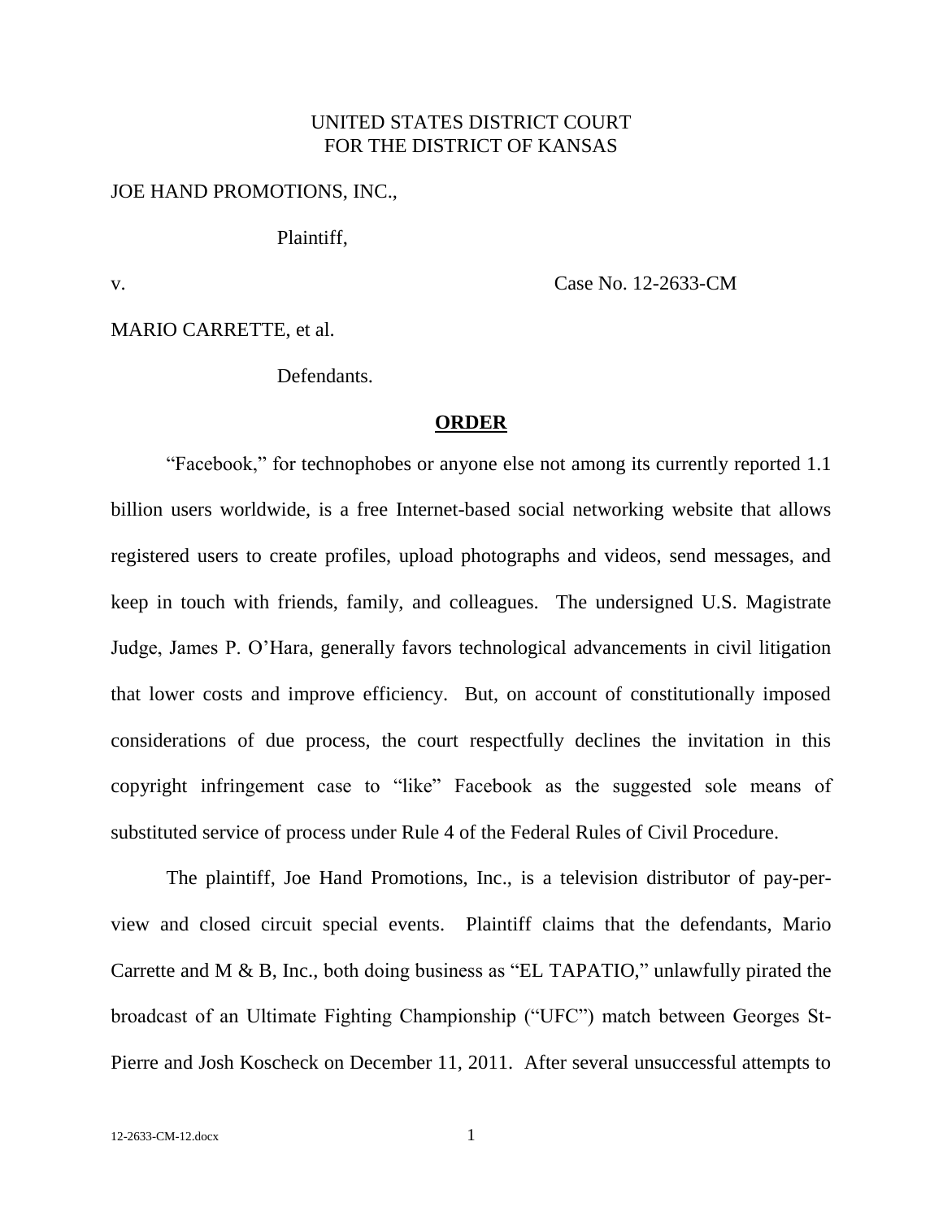UNITED STATES DISTRICT COURT
FOR THE DISTRICT OF KANSAS

JOE HAND PROMOTIONS, INC.,

Plaintiff,

v. Case No. 12-2633-CM

MARIO CARRETTE, et al.

Defendants.

**ORDER**

"Facebook," for technophobes or anyone else not among its currently reported 1.1 billion users worldwide, is a free Internet-based social networking website that allows registered users to create profiles, upload photographs and videos, send messages, and keep in touch with friends, family, and colleagues. The undersigned U.S. Magistrate Judge, James P. O'Hara, generally favors technological advancements in civil litigation that lower costs and improve efficiency. But, on account of constitutionally imposed considerations of due process, the court respectfully declines the invitation in this copyright infringement case to "like" Facebook as the suggested sole means of substituted service of process under Rule 4 of the Federal Rules of Civil Procedure.

The plaintiff, Joe Hand Promotions, Inc., is a television distributor of pay-per-view and closed circuit special events. Plaintiff claims that the defendants, Mario Carrette and M & B, Inc., both doing business as "EL TAPATIO," unlawfully pirated the broadcast of an Ultimate Fighting Championship ("UFC") match between Georges St-Pierre and Josh Koscheck on December 11, 2011. After several unsuccessful attempts to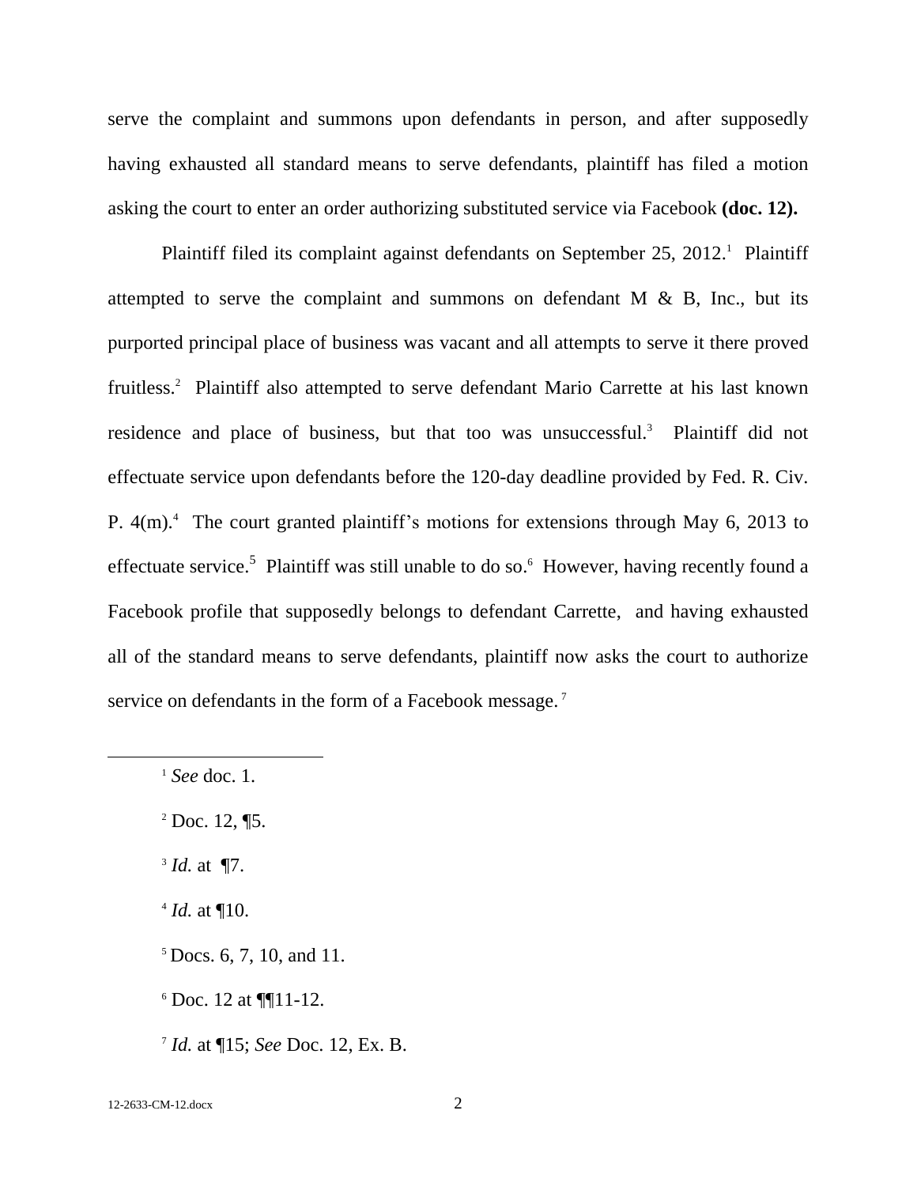serve the complaint and summons upon defendants in person, and after supposedly having exhausted all standard means to serve defendants, plaintiff has filed a motion asking the court to enter an order authorizing substituted service via Facebook **(doc. 12).**

Plaintiff filed its complaint against defendants on September 25, 2012.[1] Plaintiff attempted to serve the complaint and summons on defendant M & B, Inc., but its purported principal place of business was vacant and all attempts to serve it there proved fruitless.[2] Plaintiff also attempted to serve defendant Mario Carrette at his last known residence and place of business, but that too was unsuccessful.[3] Plaintiff did not effectuate service upon defendants before the 120-day deadline provided by Fed. R. Civ. P. 4(m).[4] The court granted plaintiff's motions for extensions through May 6, 2013 to effectuate service.[5] Plaintiff was still unable to do so.[6] However, having recently found a Facebook profile that supposedly belongs to defendant Carrette, and having exhausted all of the standard means to serve defendants, plaintiff now asks the court to authorize service on defendants in the form of a Facebook message.[7]

---

[1] *See* doc. 1.

[2] Doc. 12, ¶5.

[3] *Id.* at ¶7.

[4] *Id.* at ¶10.

[5] Docs. 6, 7, 10, and 11.

[6] Doc. 12 at ¶¶11-12.

[7] *Id.* at ¶15; *See* Doc. 12, Ex. B.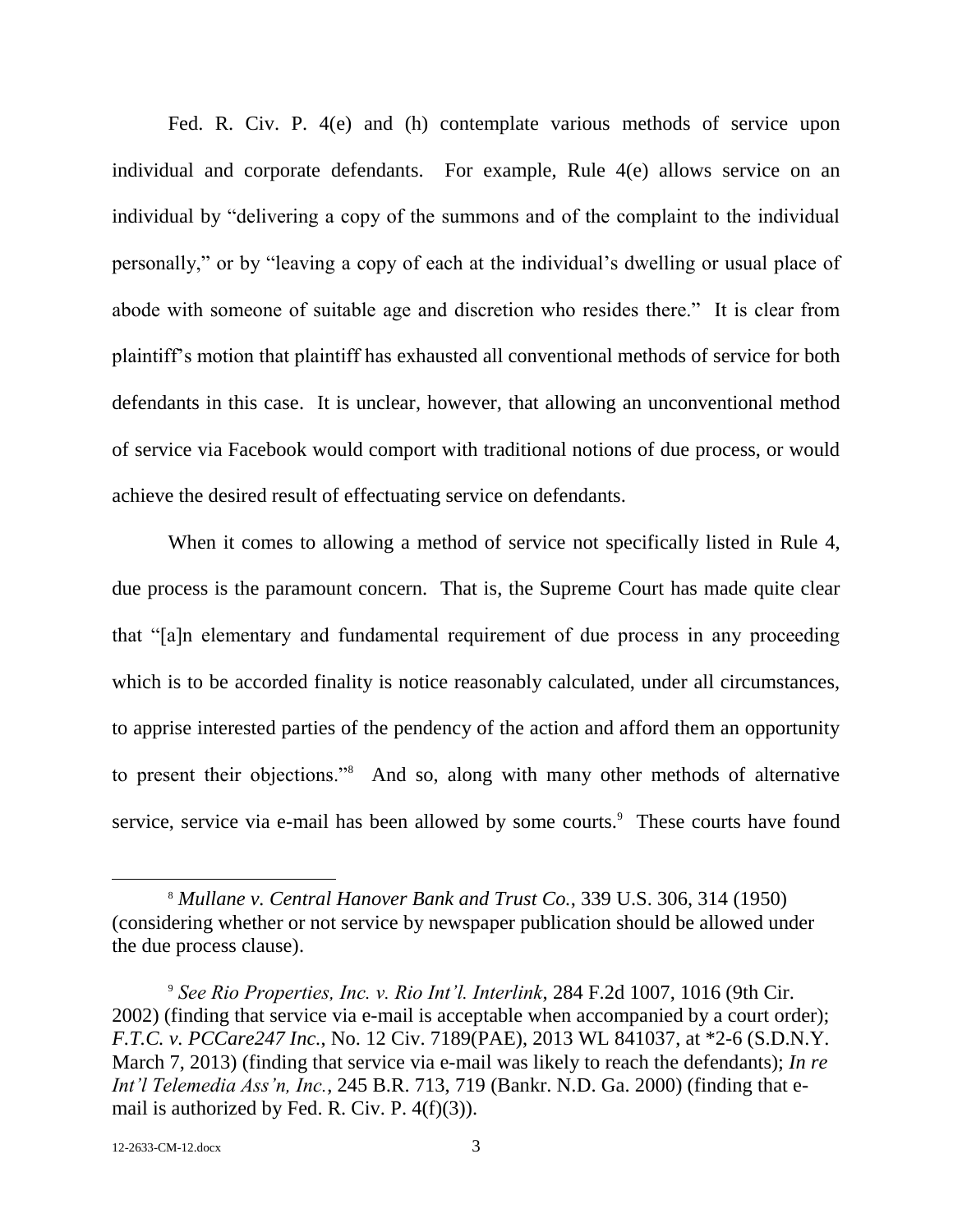Fed. R. Civ. P. 4(e) and (h) contemplate various methods of service upon individual and corporate defendants. For example, Rule 4(e) allows service on an individual by "delivering a copy of the summons and of the complaint to the individual personally," or by "leaving a copy of each at the individual's dwelling or usual place of abode with someone of suitable age and discretion who resides there." It is clear from plaintiff's motion that plaintiff has exhausted all conventional methods of service for both defendants in this case. It is unclear, however, that allowing an unconventional method of service via Facebook would comport with traditional notions of due process, or would achieve the desired result of effectuating service on defendants.

When it comes to allowing a method of service not specifically listed in Rule 4, due process is the paramount concern. That is, the Supreme Court has made quite clear that "[a]n elementary and fundamental requirement of due process in any proceeding which is to be accorded finality is notice reasonably calculated, under all circumstances, to apprise interested parties of the pendency of the action and afford them an opportunity to present their objections."[8] And so, along with many other methods of alternative service, service via e-mail has been allowed by some courts.[9] These courts have found

[8] *Mullane v. Central Hanover Bank and Trust Co.*, 339 U.S. 306, 314 (1950) (considering whether or not service by newspaper publication should be allowed under the due process clause).

[9] *See Rio Properties, Inc. v. Rio Int'l. Interlink*, 284 F.2d 1007, 1016 (9th Cir. 2002) (finding that service via e-mail is acceptable when accompanied by a court order); *F.T.C. v. PCCare247 Inc.*, No. 12 Civ. 7189(PAE), 2013 WL 841037, at *2-6 (S.D.N.Y. March 7, 2013) (finding that service via e-mail was likely to reach the defendants); *In re Int'l Telemedia Ass'n, Inc.*, 245 B.R. 713, 719 (Bankr. N.D. Ga. 2000) (finding that e-mail is authorized by Fed. R. Civ. P. 4(f)(3)).

12-2633-CM-12.docx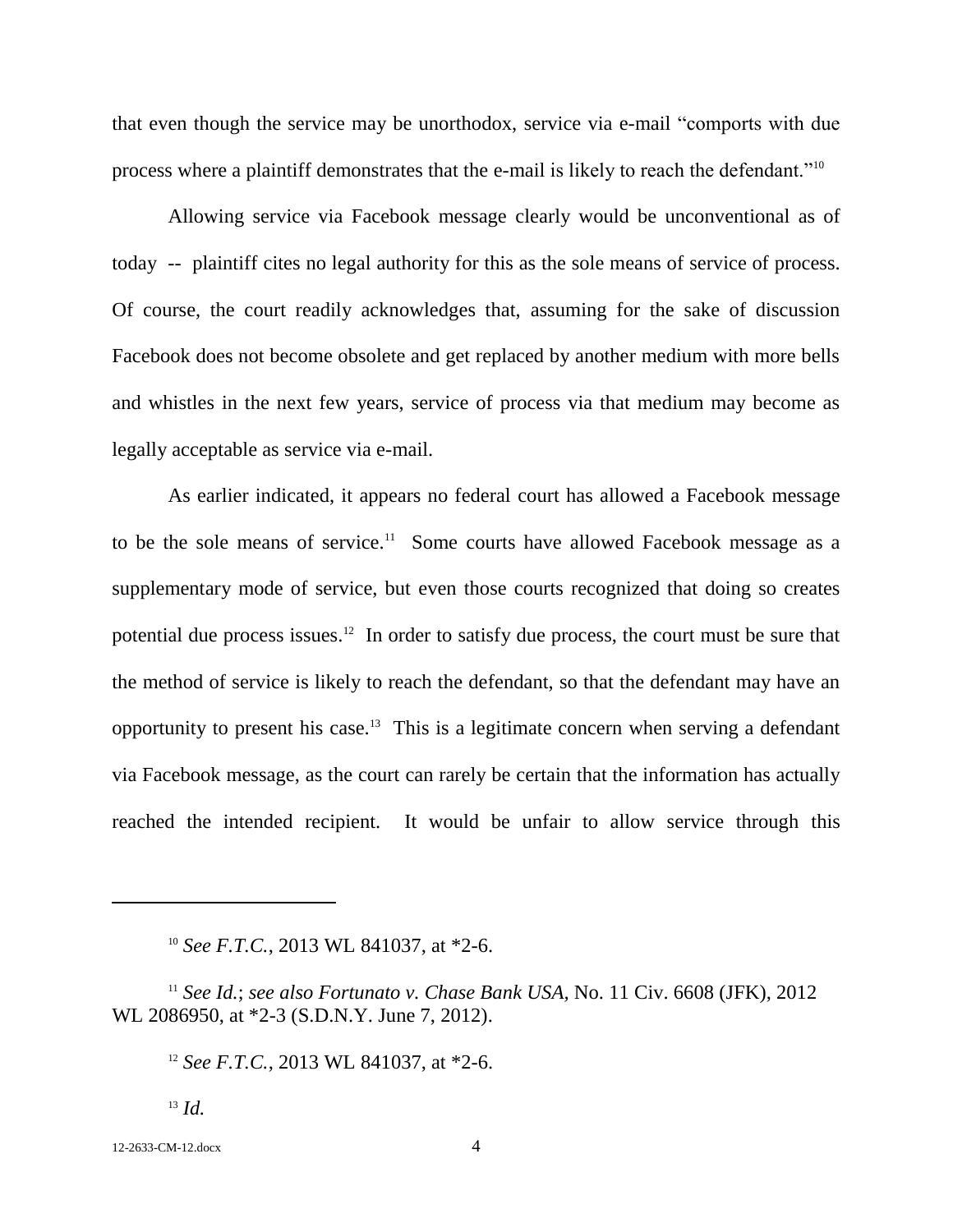that even though the service may be unorthodox, service via e-mail "comports with due process where a plaintiff demonstrates that the e-mail is likely to reach the defendant."[10]

Allowing service via Facebook message clearly would be unconventional as of today -- plaintiff cites no legal authority for this as the sole means of service of process. Of course, the court readily acknowledges that, assuming for the sake of discussion Facebook does not become obsolete and get replaced by another medium with more bells and whistles in the next few years, service of process via that medium may become as legally acceptable as service via e-mail.

As earlier indicated, it appears no federal court has allowed a Facebook message to be the sole means of service.[11] Some courts have allowed Facebook message as a supplementary mode of service, but even those courts recognized that doing so creates potential due process issues.[12] In order to satisfy due process, the court must be sure that the method of service is likely to reach the defendant, so that the defendant may have an opportunity to present his case.[13] This is a legitimate concern when serving a defendant via Facebook message, as the court can rarely be certain that the information has actually reached the intended recipient. It would be unfair to allow service through this

---

[10] *See F.T.C.*, 2013 WL 841037, at *2-6.

[11] *See Id.*; *see also Fortunato v. Chase Bank USA*, No. 11 Civ. 6608 (JFK), 2012 WL 2086950, at *2-3 (S.D.N.Y. June 7, 2012).

[12] *See F.T.C.*, 2013 WL 841037, at *2-6.

[13] *Id.*

12-2633-CM-12.docx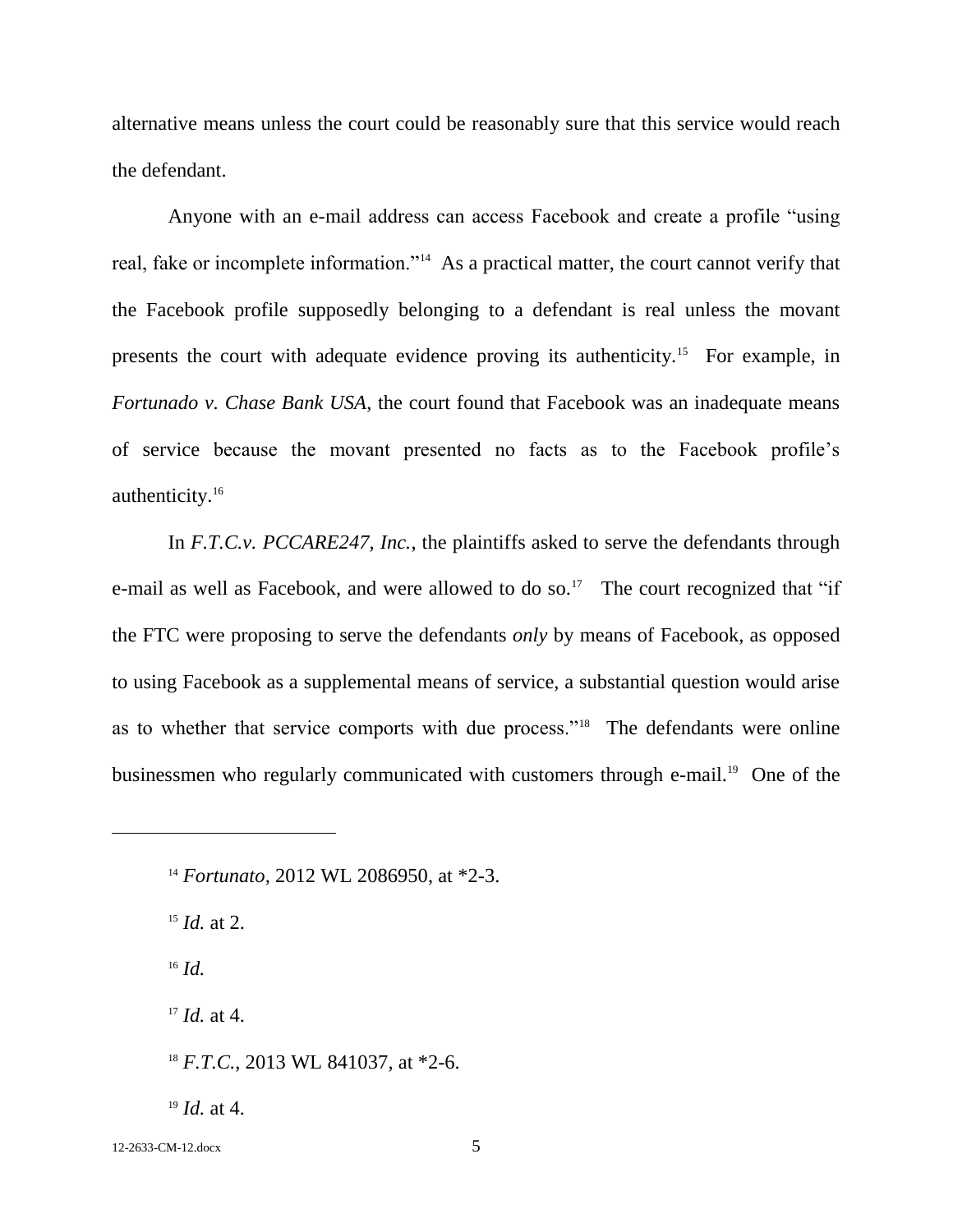alternative means unless the court could be reasonably sure that this service would reach the defendant.

Anyone with an e-mail address can access Facebook and create a profile "using real, fake or incomplete information."[14] As a practical matter, the court cannot verify that the Facebook profile supposedly belonging to a defendant is real unless the movant presents the court with adequate evidence proving its authenticity.[15] For example, in *Fortunado v. Chase Bank USA*, the court found that Facebook was an inadequate means of service because the movant presented no facts as to the Facebook profile's authenticity.[16]

In *F.T.C.v. PCCARE247, Inc.*, the plaintiffs asked to serve the defendants through e-mail as well as Facebook, and were allowed to do so.[17] The court recognized that "if the FTC were proposing to serve the defendants *only* by means of Facebook, as opposed to using Facebook as a supplemental means of service, a substantial question would arise as to whether that service comports with due process."[18] The defendants were online businessmen who regularly communicated with customers through e-mail.[19] One of the

---

[14] *Fortunato*, 2012 WL 2086950, at *2-3.

[15] *Id.* at 2.

[16] *Id.*

[17] *Id.* at 4.

[18] *F.T.C.*, 2013 WL 841037, at *2-6.

[19] *Id.* at 4.

12-2633-CM-12.docx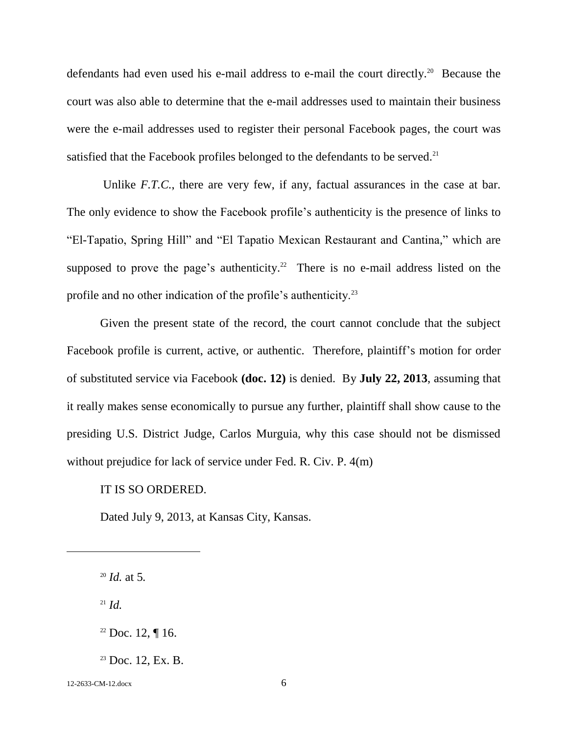defendants had even used his e-mail address to e-mail the court directly.[20] Because the court was also able to determine that the e-mail addresses used to maintain their business were the e-mail addresses used to register their personal Facebook pages, the court was satisfied that the Facebook profiles belonged to the defendants to be served.[21]

Unlike *F.T.C.*, there are very few, if any, factual assurances in the case at bar. The only evidence to show the Facebook profile's authenticity is the presence of links to "El-Tapatio, Spring Hill" and "El Tapatio Mexican Restaurant and Cantina," which are supposed to prove the page's authenticity.[22] There is no e-mail address listed on the profile and no other indication of the profile's authenticity.[23]

Given the present state of the record, the court cannot conclude that the subject Facebook profile is current, active, or authentic. Therefore, plaintiff's motion for order of substituted service via Facebook **(doc. 12)** is denied. By **July 22, 2013**, assuming that it really makes sense economically to pursue any further, plaintiff shall show cause to the presiding U.S. District Judge, Carlos Murguia, why this case should not be dismissed without prejudice for lack of service under Fed. R. Civ. P. 4(m)

IT IS SO ORDERED.

Dated July 9, 2013, at Kansas City, Kansas.

---

[20] *Id.* at 5.

[21] *Id.*

[22] Doc. 12, ¶ 16.

[23] Doc. 12, Ex. B.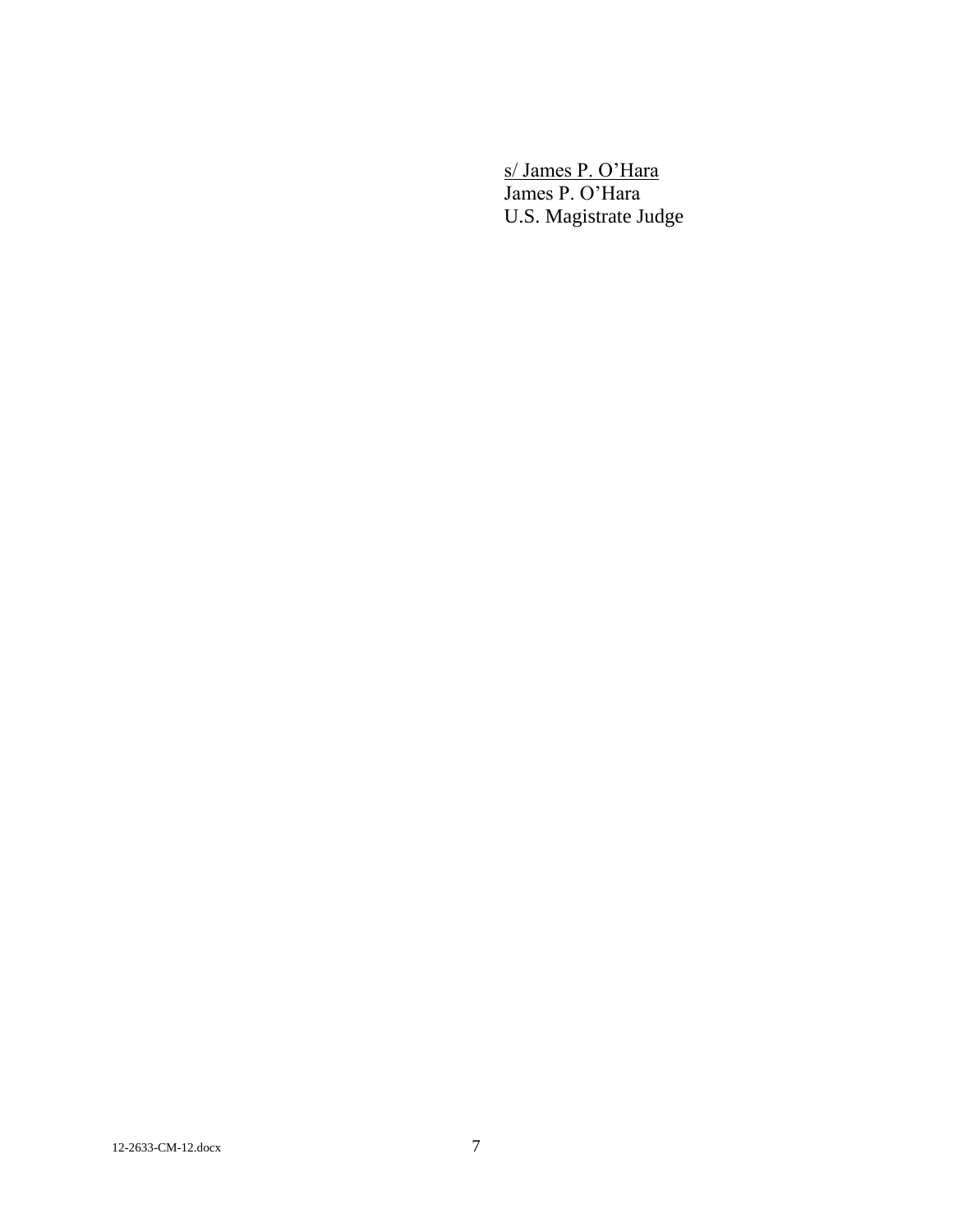s/ James P. O'Hara
James P. O'Hara
U.S. Magistrate Judge